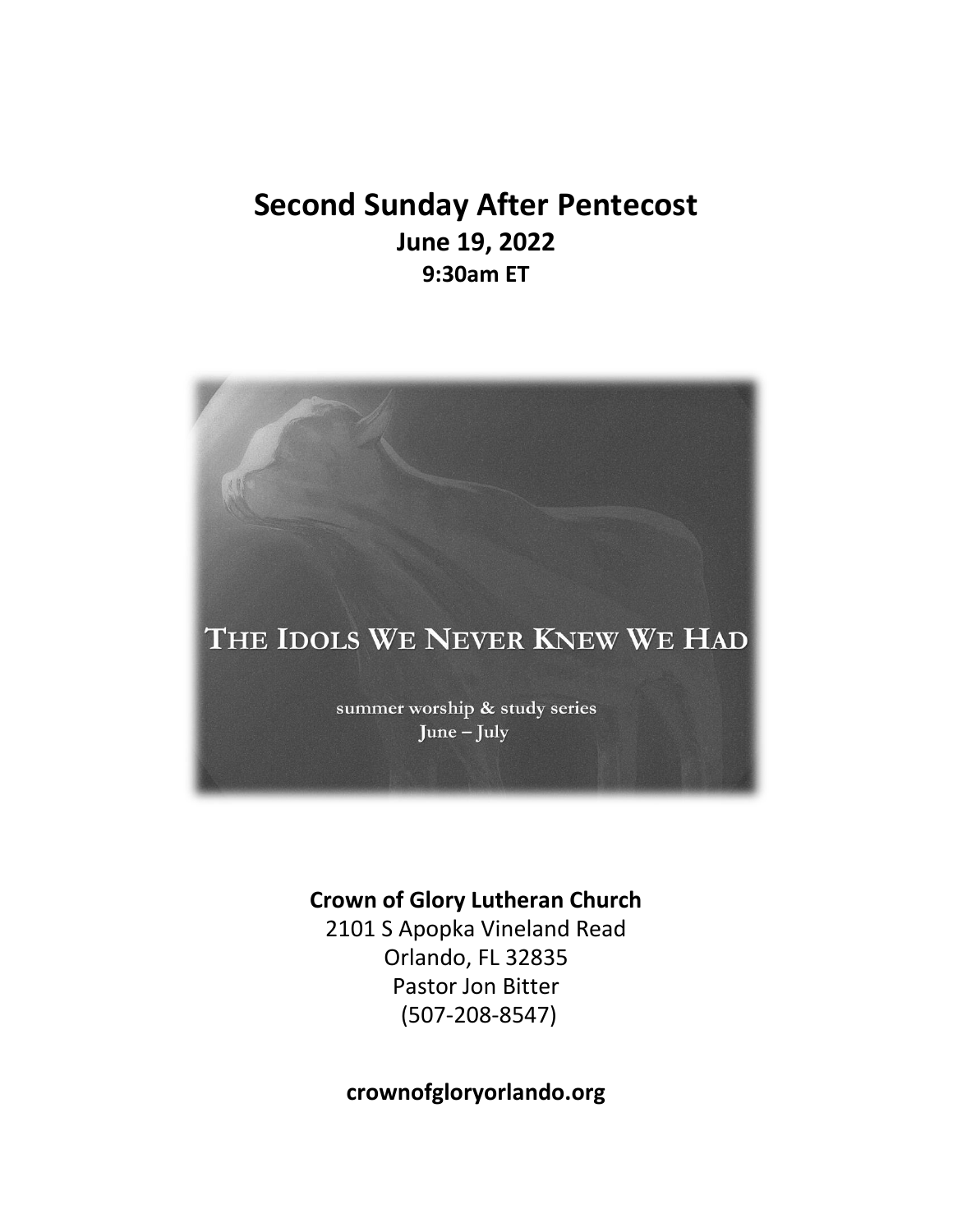# Second Sunday After Pentecost

## June 19, 2022

### 9:30am ET

THE IDOLS WE NEVER KNEW WE HAD

summer worship & study series
June – July

**Crown of Glory Lutheran Church**
2101 S Apopka Vineland Read
Orlando, FL 32835
Pastor Jon Bitter
(507-208-8547)

**crownofgloryorlando.org**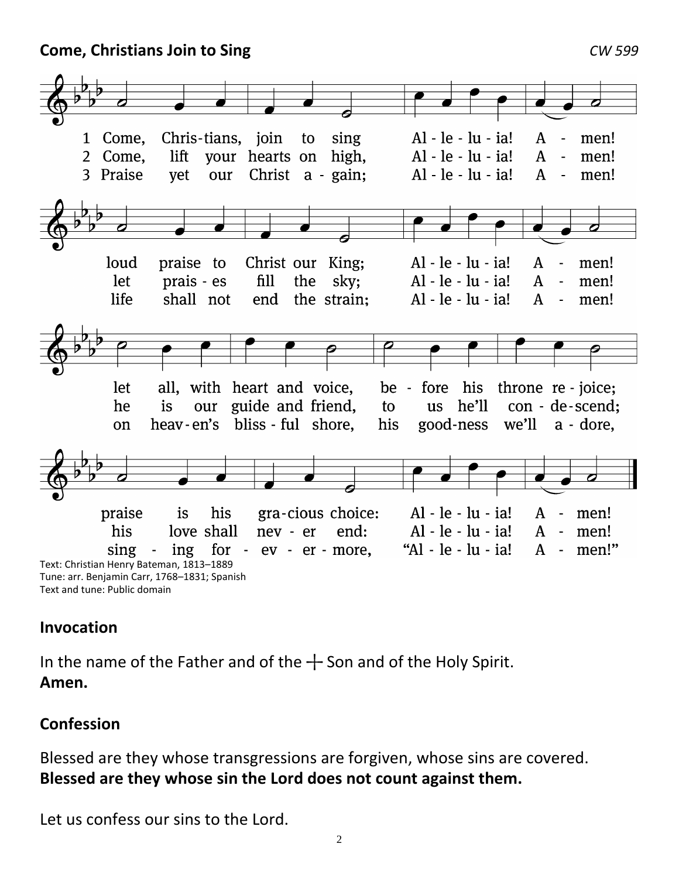**Come, Christians Join to Sing** *CW 599*

1 Come, Chris-tians, join to sing Al - le - lu - ia! A - men!
loud praise to Christ our King; Al - le - lu - ia! A - men!
let all, with heart and voice, be - fore his throne re - joice;
praise is his gra-cious choice: Al - le - lu - ia! A - men!

2 Come, lift your hearts on high, Al - le - lu - ia! A - men!
let prais - es fill the sky; Al - le - lu - ia! A - men!
he is our guide and friend, to us he'll con - de - scend;
his love shall nev - er end: Al - le - lu - ia! A - men!

3 Praise yet our Christ a - gain; Al - le - lu - ia! A - men!
life shall not end the strain; Al - le - lu - ia! A - men!
on heav - en's bliss - ful shore, his good-ness we'll a - dore,
sing - ing for - ev - er - more, "Al - le - lu - ia! A - men!"

Text: Christian Henry Bateman, 1813–1889
Tune: arr. Benjamin Carr, 1768–1831; Spanish
Text and tune: Public domain

## Invocation

In the name of the Father and of the ┼ Son and of the Holy Spirit.
**Amen.**

## Confession

Blessed are they whose transgressions are forgiven, whose sins are covered.
**Blessed are they whose sin the Lord does not count against them.**

Let us confess our sins to the Lord.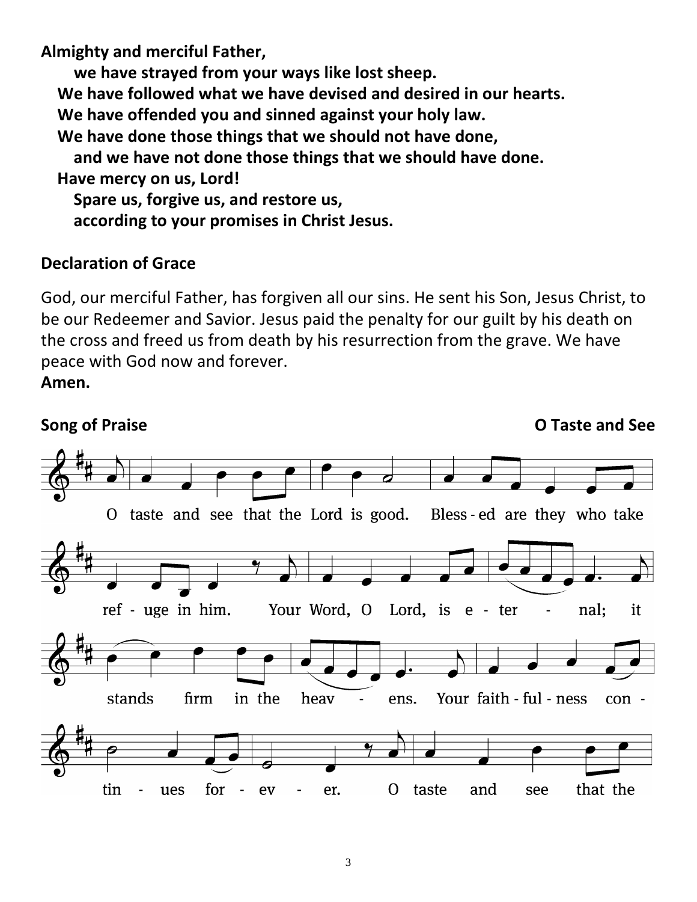**Almighty and merciful Father,**
**we have strayed from your ways like lost sheep.**
**We have followed what we have devised and desired in our hearts.**
**We have offended you and sinned against your holy law.**
**We have done those things that we should not have done,**
**and we have not done those things that we should have done.**
**Have mercy on us, Lord!**
**Spare us, forgive us, and restore us,**
**according to your promises in Christ Jesus.**

**Declaration of Grace**

God, our merciful Father, has forgiven all our sins. He sent his Son, Jesus Christ, to be our Redeemer and Savior. Jesus paid the penalty for our guilt by his death on the cross and freed us from death by his resurrection from the grave. We have peace with God now and forever.
**Amen.**

**Song of Praise** **O Taste and See**

O taste and see that the Lord is good. Bless - ed are they who take ref - uge in him. Your Word, O Lord, is e - ter - nal; it stands firm in the heav - ens. Your faith - ful - ness con - tin - ues for - ev - er. O taste and see that the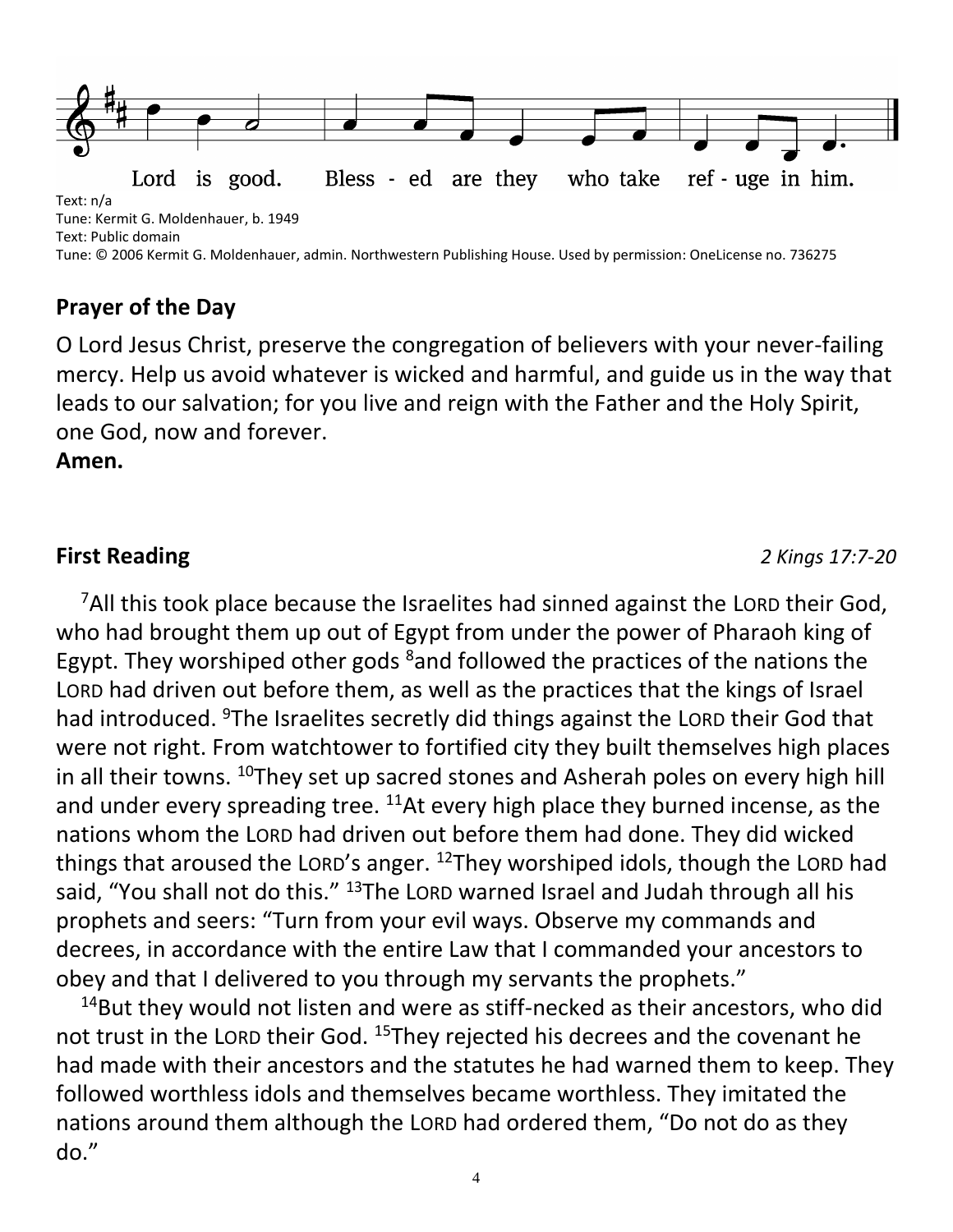Lord is good. Bless - ed are they who take ref - uge in him.

Text: n/a
Tune: Kermit G. Moldenhauer, b. 1949
Text: Public domain
Tune: © 2006 Kermit G. Moldenhauer, admin. Northwestern Publishing House. Used by permission: OneLicense no. 736275

## Prayer of the Day

O Lord Jesus Christ, preserve the congregation of believers with your never-failing mercy. Help us avoid whatever is wicked and harmful, and guide us in the way that leads to our salvation; for you live and reign with the Father and the Holy Spirit, one God, now and forever.
**Amen.**

## First Reading *2 Kings 17:7-20*

[7]All this took place because the Israelites had sinned against the LORD their God, who had brought them up out of Egypt from under the power of Pharaoh king of Egypt. They worshiped other gods [8]and followed the practices of the nations the LORD had driven out before them, as well as the practices that the kings of Israel had introduced. [9]The Israelites secretly did things against the LORD their God that were not right. From watchtower to fortified city they built themselves high places in all their towns. [10]They set up sacred stones and Asherah poles on every high hill and under every spreading tree. [11]At every high place they burned incense, as the nations whom the LORD had driven out before them had done. They did wicked things that aroused the LORD's anger. [12]They worshiped idols, though the LORD had said, "You shall not do this." [13]The LORD warned Israel and Judah through all his prophets and seers: "Turn from your evil ways. Observe my commands and decrees, in accordance with the entire Law that I commanded your ancestors to obey and that I delivered to you through my servants the prophets."

[14]But they would not listen and were as stiff-necked as their ancestors, who did not trust in the LORD their God. [15]They rejected his decrees and the covenant he had made with their ancestors and the statutes he had warned them to keep. They followed worthless idols and themselves became worthless. They imitated the nations around them although the LORD had ordered them, "Do not do as they do."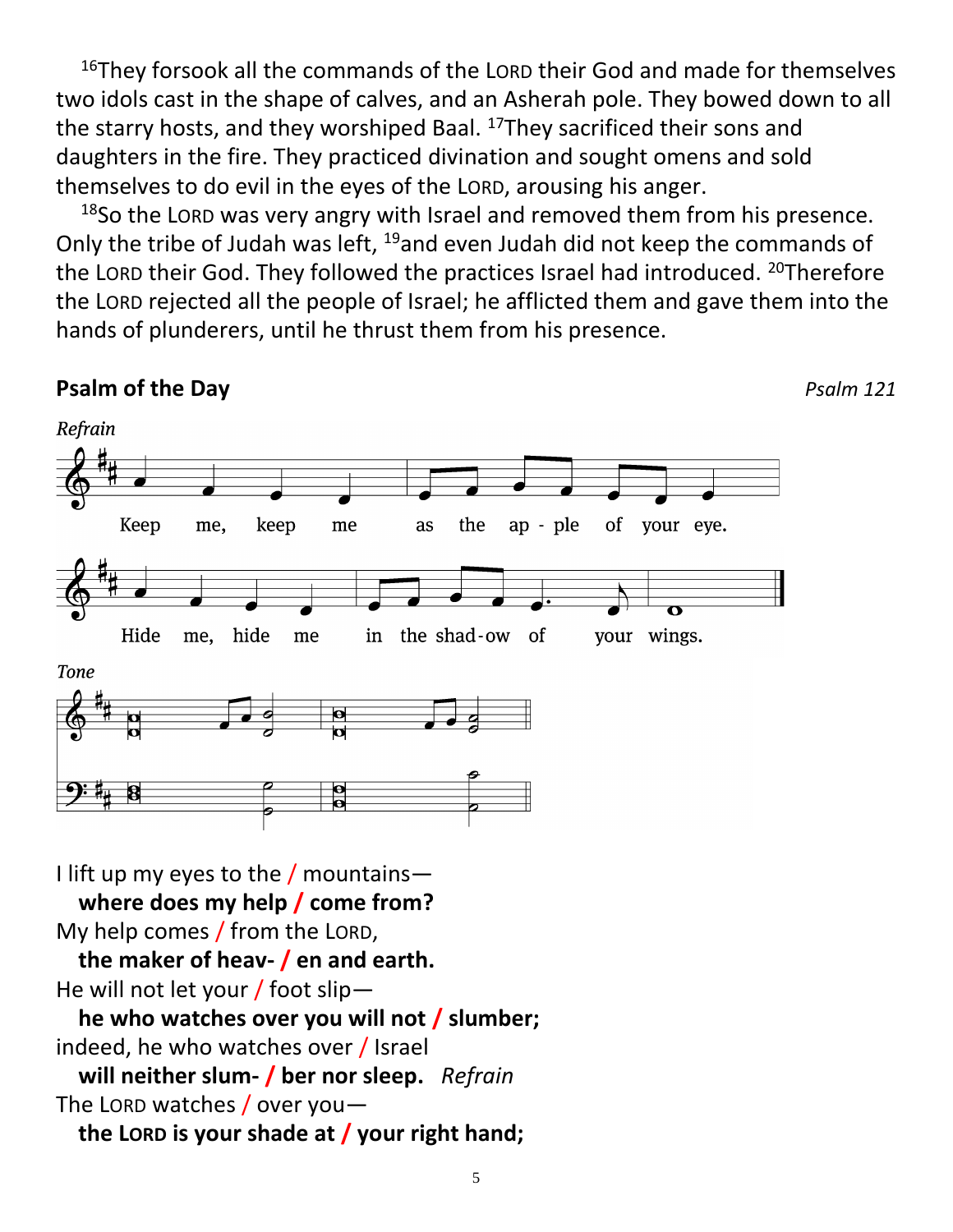[16]They forsook all the commands of the LORD their God and made for themselves two idols cast in the shape of calves, and an Asherah pole. They bowed down to all the starry hosts, and they worshiped Baal. [17]They sacrificed their sons and daughters in the fire. They practiced divination and sought omens and sold themselves to do evil in the eyes of the LORD, arousing his anger.

[18]So the LORD was very angry with Israel and removed them from his presence. Only the tribe of Judah was left, [19]and even Judah did not keep the commands of the LORD their God. They followed the practices Israel had introduced. [20]Therefore the LORD rejected all the people of Israel; he afflicted them and gave them into the hands of plunderers, until he thrust them from his presence.

**Psalm of the Day** *Psalm 121*

*Refrain*

Keep me, keep me as the ap - ple of your eye.
Hide me, hide me in the shad-ow of your wings.

*Tone*

I lift up my eyes to the / mountains—
**where does my help / come from?**
My help comes / from the LORD,
**the maker of heav- / en and earth.**
He will not let your / foot slip—
**he who watches over you will not / slumber;**
indeed, he who watches over / Israel
**will neither slum- / ber nor sleep.** *Refrain*
The LORD watches / over you—
**the LORD is your shade at / your right hand;**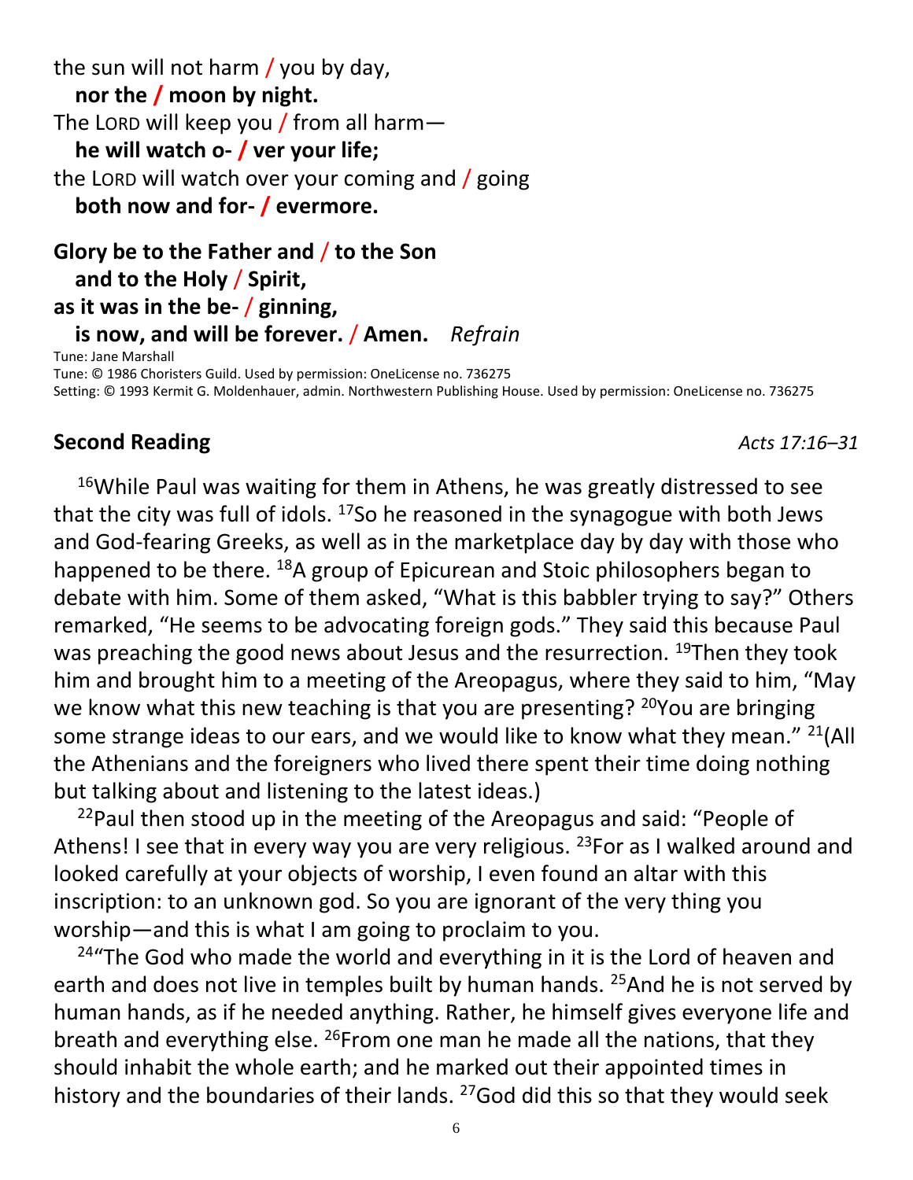the sun will not harm / you by day,
  **nor the / moon by night.**
The LORD will keep you / from all harm—
  **he will watch o- / ver your life;**
the LORD will watch over your coming and / going
  **both now and for- / evermore.**

**Glory be to the Father and / to the Son**
  **and to the Holy / Spirit,**
**as it was in the be- / ginning,**
  **is now, and will be forever. / Amen.** *Refrain*

Tune: Jane Marshall
Tune: © 1986 Choristers Guild. Used by permission: OneLicense no. 736275
Setting: © 1993 Kermit G. Moldenhauer, admin. Northwestern Publishing House. Used by permission: OneLicense no. 736275

## Second Reading *Acts 17:16–31*

[16]While Paul was waiting for them in Athens, he was greatly distressed to see that the city was full of idols. [17]So he reasoned in the synagogue with both Jews and God-fearing Greeks, as well as in the marketplace day by day with those who happened to be there. [18]A group of Epicurean and Stoic philosophers began to debate with him. Some of them asked, "What is this babbler trying to say?" Others remarked, "He seems to be advocating foreign gods." They said this because Paul was preaching the good news about Jesus and the resurrection. [19]Then they took him and brought him to a meeting of the Areopagus, where they said to him, "May we know what this new teaching is that you are presenting? [20]You are bringing some strange ideas to our ears, and we would like to know what they mean." [21](All the Athenians and the foreigners who lived there spent their time doing nothing but talking about and listening to the latest ideas.)

[22]Paul then stood up in the meeting of the Areopagus and said: "People of Athens! I see that in every way you are very religious. [23]For as I walked around and looked carefully at your objects of worship, I even found an altar with this inscription: to an unknown god. So you are ignorant of the very thing you worship—and this is what I am going to proclaim to you.

[24]"The God who made the world and everything in it is the Lord of heaven and earth and does not live in temples built by human hands. [25]And he is not served by human hands, as if he needed anything. Rather, he himself gives everyone life and breath and everything else. [26]From one man he made all the nations, that they should inhabit the whole earth; and he marked out their appointed times in history and the boundaries of their lands. [27]God did this so that they would seek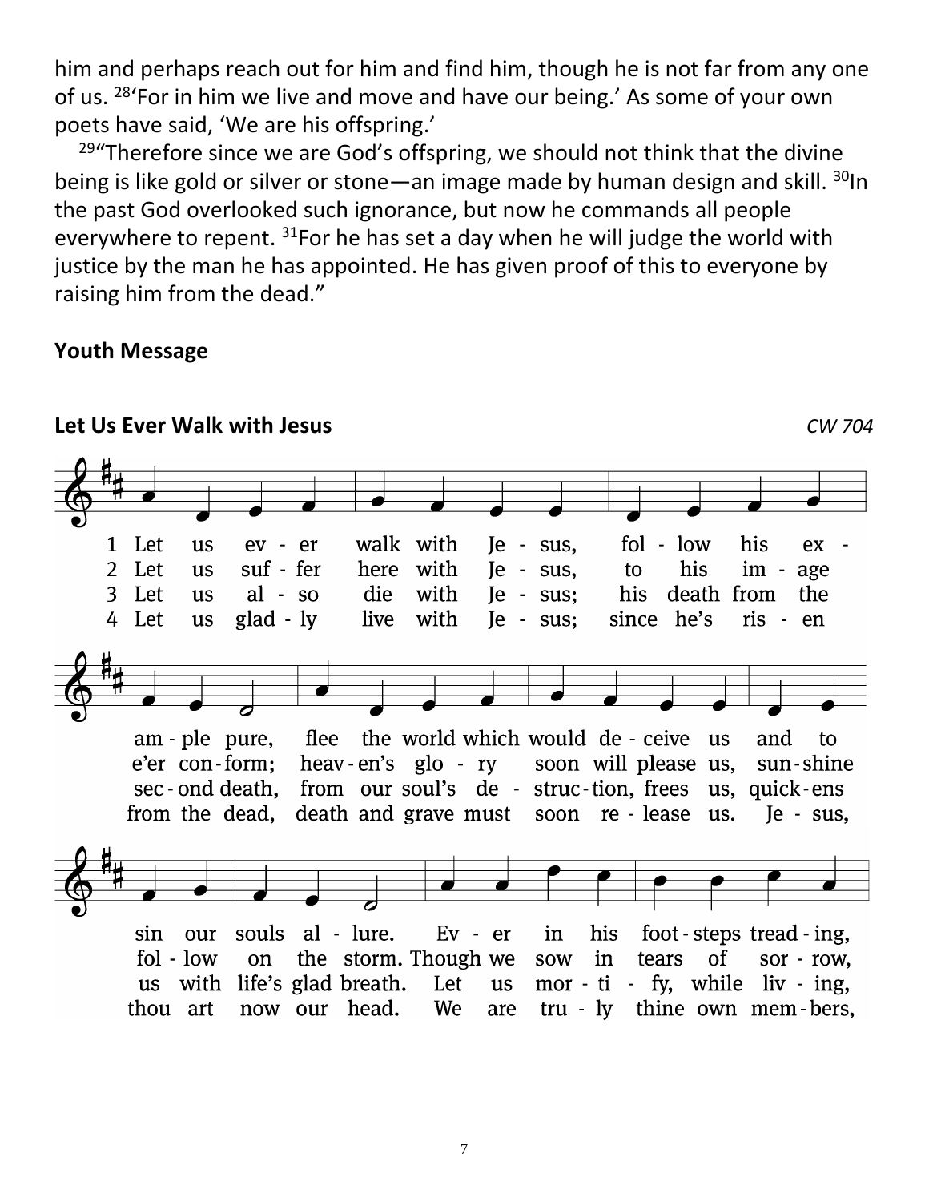him and perhaps reach out for him and find him, though he is not far from any one of us. [28]'For in him we live and move and have our being.' As some of your own poets have said, 'We are his offspring.'

[29]"Therefore since we are God's offspring, we should not think that the divine being is like gold or silver or stone—an image made by human design and skill. [30]In the past God overlooked such ignorance, but now he commands all people everywhere to repent. [31]For he has set a day when he will judge the world with justice by the man he has appointed. He has given proof of this to everyone by raising him from the dead."

**Youth Message**

**Let Us Ever Walk with Jesus** *CW 704*

1 Let us ever walk with Jesus, follow his example pure, flee the world which would deceive us and to sin our souls allure. Ever in his footsteps treading,

2 Let us suffer here with Jesus, to his image e'er conform; heaven's glory soon will please us, sunshine follow on the storm. Though we sow in tears of sorrow,

3 Let us also die with Jesus; his death from the second death, from our soul's destruction, frees us, quickens us with life's glad breath. Let us mortify, while living,

4 Let us gladly live with Jesus; since he's risen from the dead, death and grave must soon release us. Jesus, thou art now our head. We are truly thine own members,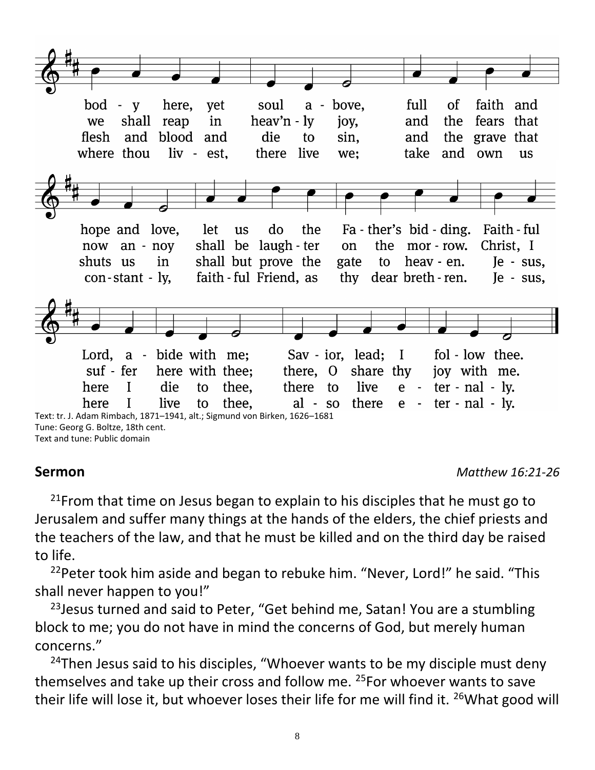bod - y here, yet soul a - bove, full of faith and
we shall reap in heav'n - ly joy, and the fears that
flesh and blood and die to sin, and the grave that
where thou liv - est, there live we; take and own us

hope and love, let us do the Fa - ther's bid - ding. Faith - ful
now an - noy shall be laugh - ter on the mor - row. Christ, I
shuts us in shall but prove the gate to heav - en. Je - sus,
con - stant - ly, faith - ful Friend, as thy dear breth - ren. Je - sus,

Lord, a - bide with me; Sav - ior, lead; I fol - low thee.
suf - fer here with thee; there, O share thy joy with me.
here I die to thee, there to live e - ter - nal - ly.
here I live to thee, al - so there e - ter - nal - ly.

Text: tr. J. Adam Rimbach, 1871–1941, alt.; Sigmund von Birken, 1626–1681
Tune: Georg G. Boltze, 18th cent.
Text and tune: Public domain

**Sermon** *Matthew 16:21-26*

[21]From that time on Jesus began to explain to his disciples that he must go to Jerusalem and suffer many things at the hands of the elders, the chief priests and the teachers of the law, and that he must be killed and on the third day be raised to life.

[22]Peter took him aside and began to rebuke him. "Never, Lord!" he said. "This shall never happen to you!"

[23]Jesus turned and said to Peter, "Get behind me, Satan! You are a stumbling block to me; you do not have in mind the concerns of God, but merely human concerns."

[24]Then Jesus said to his disciples, "Whoever wants to be my disciple must deny themselves and take up their cross and follow me. [25]For whoever wants to save their life will lose it, but whoever loses their life for me will find it. [26]What good will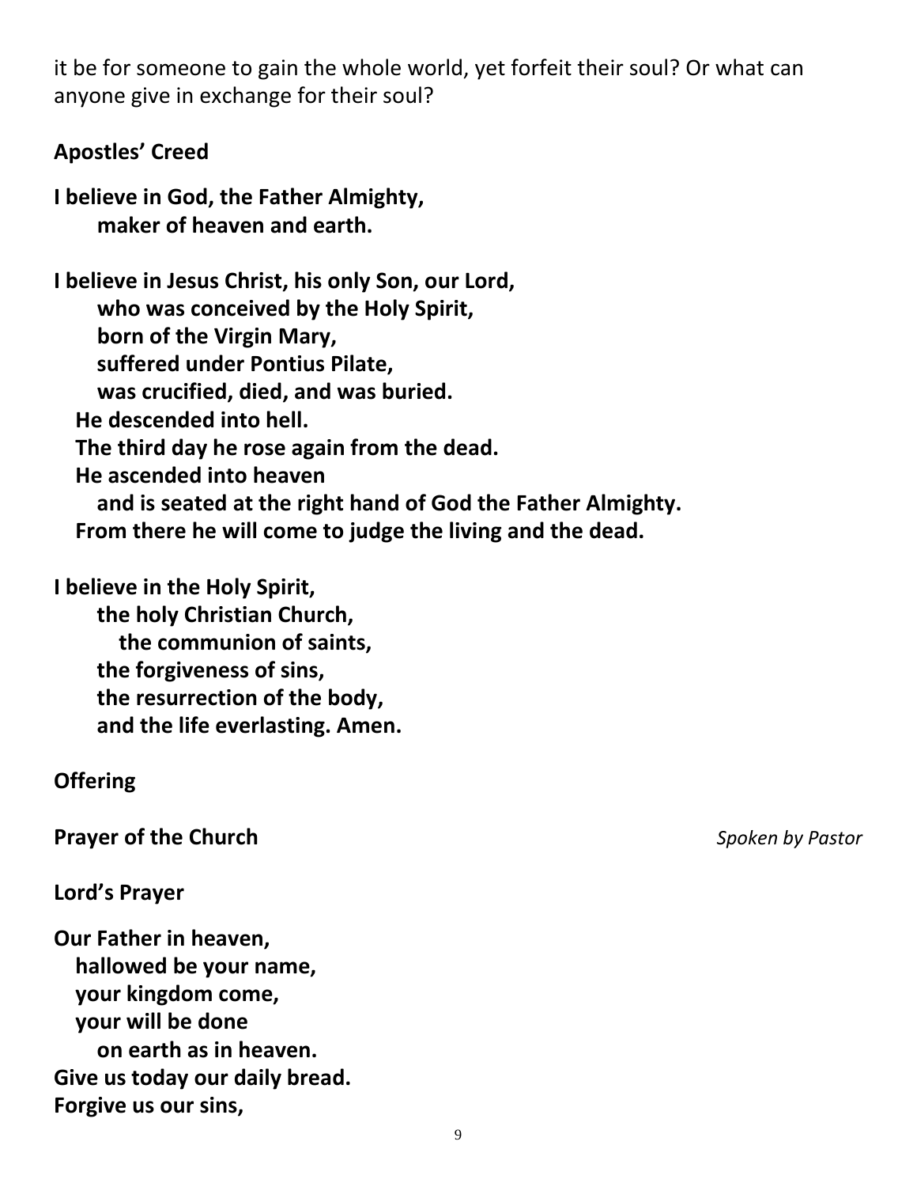it be for someone to gain the whole world, yet forfeit their soul? Or what can anyone give in exchange for their soul?

**Apostles' Creed**

**I believe in God, the Father Almighty,**
**maker of heaven and earth.**

**I believe in Jesus Christ, his only Son, our Lord,**
**who was conceived by the Holy Spirit,**
**born of the Virgin Mary,**
**suffered under Pontius Pilate,**
**was crucified, died, and was buried.**
**He descended into hell.**
**The third day he rose again from the dead.**
**He ascended into heaven**
**and is seated at the right hand of God the Father Almighty.**
**From there he will come to judge the living and the dead.**

**I believe in the Holy Spirit,**
**the holy Christian Church,**
**the communion of saints,**
**the forgiveness of sins,**
**the resurrection of the body,**
**and the life everlasting. Amen.**

**Offering**

**Prayer of the Church** *Spoken by Pastor*

**Lord's Prayer**

**Our Father in heaven,**
**hallowed be your name,**
**your kingdom come,**
**your will be done**
**on earth as in heaven.**
**Give us today our daily bread.**
**Forgive us our sins,**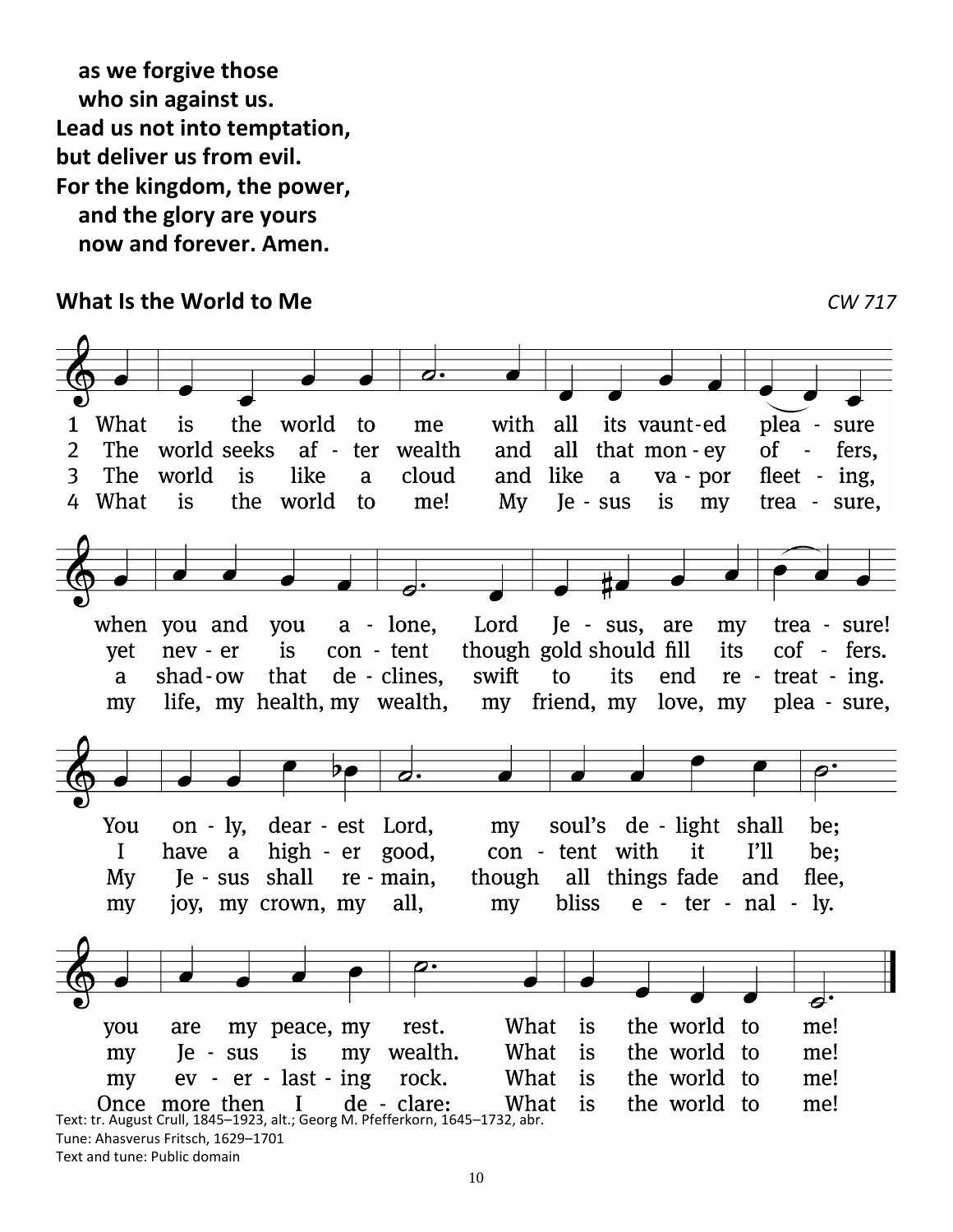**as we forgive those**
**who sin against us.**
**Lead us not into temptation,**
**but deliver us from evil.**
**For the kingdom, the power,**
**and the glory are yours**
**now and forever. Amen.**

**What Is the World to Me** *CW 717*

1 What is the world to me with all its vaunt-ed plea - sure
when you and you a - lone, Lord Je - sus, are my trea - sure!
You on - ly, dear - est Lord, my soul's de - light shall be;
you are my peace, my rest. What is the world to me!

2 The world seeks af - ter wealth and all that mon - ey of - fers,
yet nev - er is con - tent though gold should fill its cof - fers.
I have a high - er good, con - tent with it I'll be;
my Je - sus is my wealth. What is the world to me!

3 The world is like a cloud and like a va - por fleet - ing,
a shad - ow that de - clines, swift to its end re - treat - ing.
My Je - sus shall re - main, though all things fade and flee,
my ev - er - last - ing rock. What is the world to me!

4 What is the world to me! My Je - sus is my trea - sure,
my life, my health, my wealth, my friend, my love, my plea - sure,
my joy, my crown, my all, my bliss e - ter - nal - ly.
Once more then I de - clare: What is the world to me!

Text: tr. August Crull, 1845–1923, alt.; Georg M. Pfefferkorn, 1645–1732, abr.
Tune: Ahasverus Fritsch, 1629–1701
Text and tune: Public domain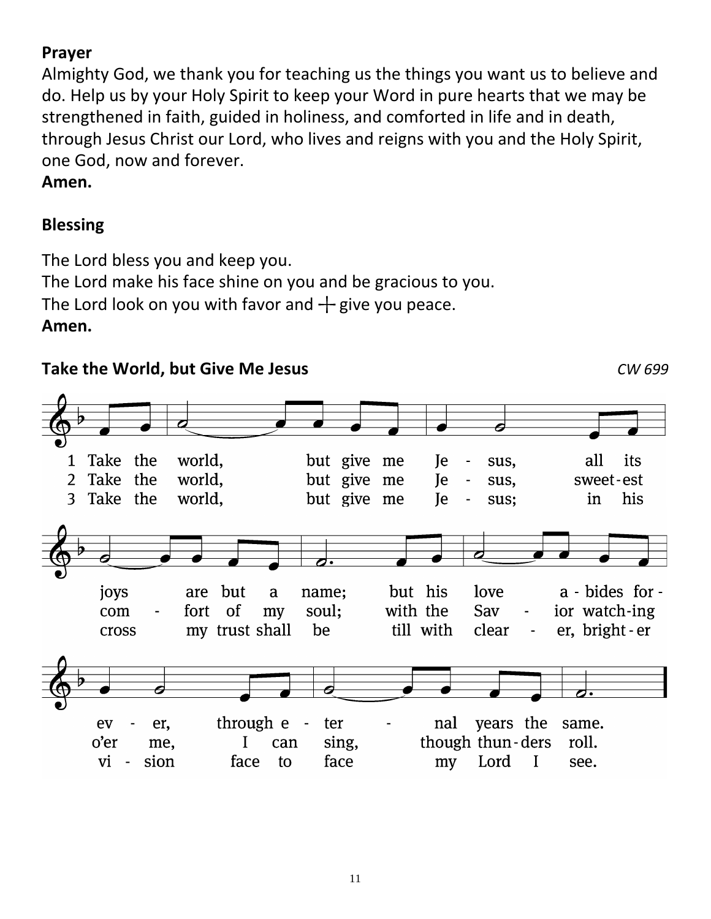**Prayer**

Almighty God, we thank you for teaching us the things you want us to believe and do. Help us by your Holy Spirit to keep your Word in pure hearts that we may be strengthened in faith, guided in holiness, and comforted in life and in death, through Jesus Christ our Lord, who lives and reigns with you and the Holy Spirit, one God, now and forever.

**Amen.**

**Blessing**

The Lord bless you and keep you.
The Lord make his face shine on you and be gracious to you.
The Lord look on you with favor and ┼ give you peace.
**Amen.**

**Take the World, but Give Me Jesus** *CW 699*

1 Take the world, but give me Je - sus, all its joys are but a name; but his love a - bides for - ev - er, through e - ter - nal years the same.

2 Take the world, but give me Je - sus, sweet-est com - fort of my soul; with the Sav - ior watch-ing o'er me, I can sing, though thun-ders roll.

3 Take the world, but give me Je - sus; in his cross my trust shall be till with clear - er, bright-er vi - sion face to face my Lord I see.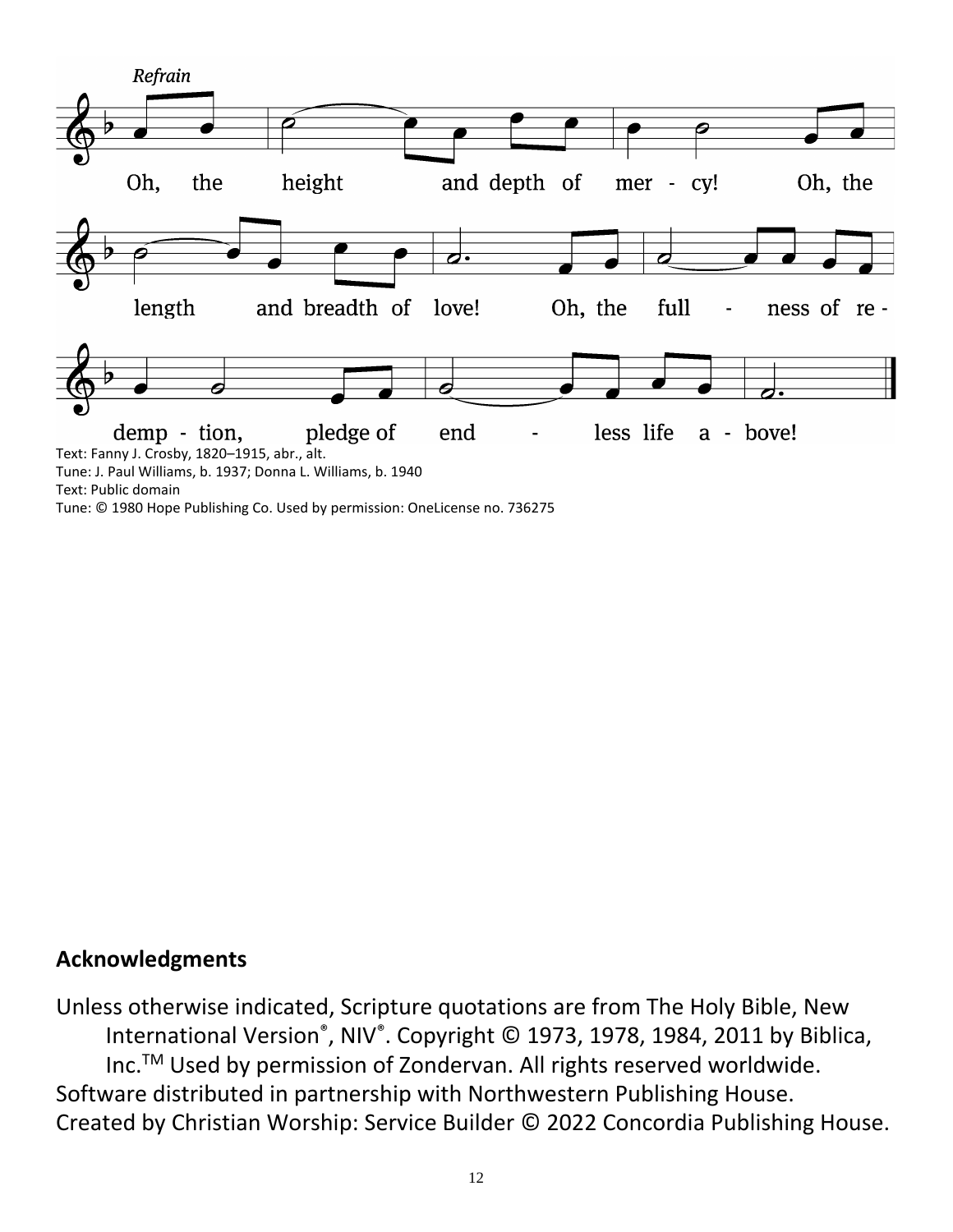Refrain

Oh, the height and depth of mer - cy! Oh, the length and breadth of love! Oh, the full - ness of re - demp - tion, pledge of end - less life a - bove!

Text: Fanny J. Crosby, 1820–1915, abr., alt.
Tune: J. Paul Williams, b. 1937; Donna L. Williams, b. 1940
Text: Public domain
Tune: © 1980 Hope Publishing Co. Used by permission: OneLicense no. 736275

## Acknowledgments

Unless otherwise indicated, Scripture quotations are from The Holy Bible, New International Version®, NIV®. Copyright © 1973, 1978, 1984, 2011 by Biblica, Inc.™ Used by permission of Zondervan. All rights reserved worldwide.
Software distributed in partnership with Northwestern Publishing House.
Created by Christian Worship: Service Builder © 2022 Concordia Publishing House.